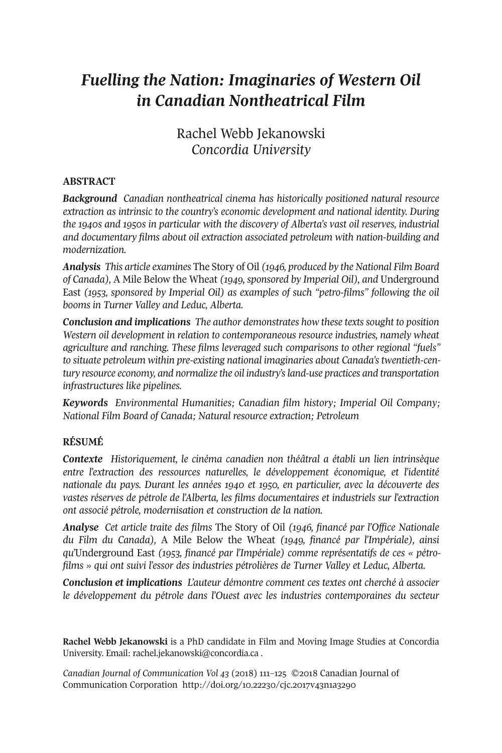# *Fuelling the Nation: Imaginaries of Western Oil in Canadian Nontheatrical Film*

Rachel Webb Jekanowski
*Concordia University*

## ABSTRACT

***Background*** *Canadian nontheatrical cinema has historically positioned natural resource extraction as intrinsic to the country's economic development and national identity. During the 1940s and 1950s in particular with the discovery of Alberta's vast oil reserves, industrial and documentary films about oil extraction associated petroleum with nation-building and modernization.*

***Analysis*** *This article examines* The Story of Oil *(1946, produced by the National Film Board of Canada),* A Mile Below the Wheat *(1949, sponsored by Imperial Oil), and* Underground East *(1953, sponsored by Imperial Oil) as examples of such "petro-films" following the oil booms in Turner Valley and Leduc, Alberta.*

***Conclusion and implications*** *The author demonstrates how these texts sought to position Western oil development in relation to contemporaneous resource industries, namely wheat agriculture and ranching. These films leveraged such comparisons to other regional "fuels" to situate petroleum within pre-existing national imaginaries about Canada's twentieth-century resource economy, and normalize the oil industry's land-use practices and transportation infrastructures like pipelines.*

***Keywords*** *Environmental Humanities; Canadian film history; Imperial Oil Company; National Film Board of Canada; Natural resource extraction; Petroleum*

## RÉSUMÉ

***Contexte*** *Historiquement, le cinéma canadien non théâtral a établi un lien intrinsèque entre l'extraction des ressources naturelles, le développement économique, et l'identité nationale du pays. Durant les années 1940 et 1950, en particulier, avec la découverte des vastes réserves de pétrole de l'Alberta, les films documentaires et industriels sur l'extraction ont associé pétrole, modernisation et construction de la nation.*

***Analyse*** *Cet article traite des films* The Story of Oil *(1946, financé par l'Office Nationale du Film du Canada),* A Mile Below the Wheat *(1949, financé par l'Impériale), ainsi qu'*Underground East *(1953, financé par l'Impériale) comme représentatifs de ces « pétro-films » qui ont suivi l'essor des industries pétrolières de Turner Valley et Leduc, Alberta.*

***Conclusion et implications*** *L'auteur démontre comment ces textes ont cherché à associer le développement du pétrole dans l'Ouest avec les industries contemporaines du secteur*

---

**Rachel Webb Jekanowski** is a PhD candidate in Film and Moving Image Studies at Concordia University. Email: rachel.jekanowski@concordia.ca .

*Canadian Journal of Communication Vol 43* (2018) 111–125 ©2018 Canadian Journal of Communication Corporation http://doi.org/10.22230/cjc.2017v43n1a3290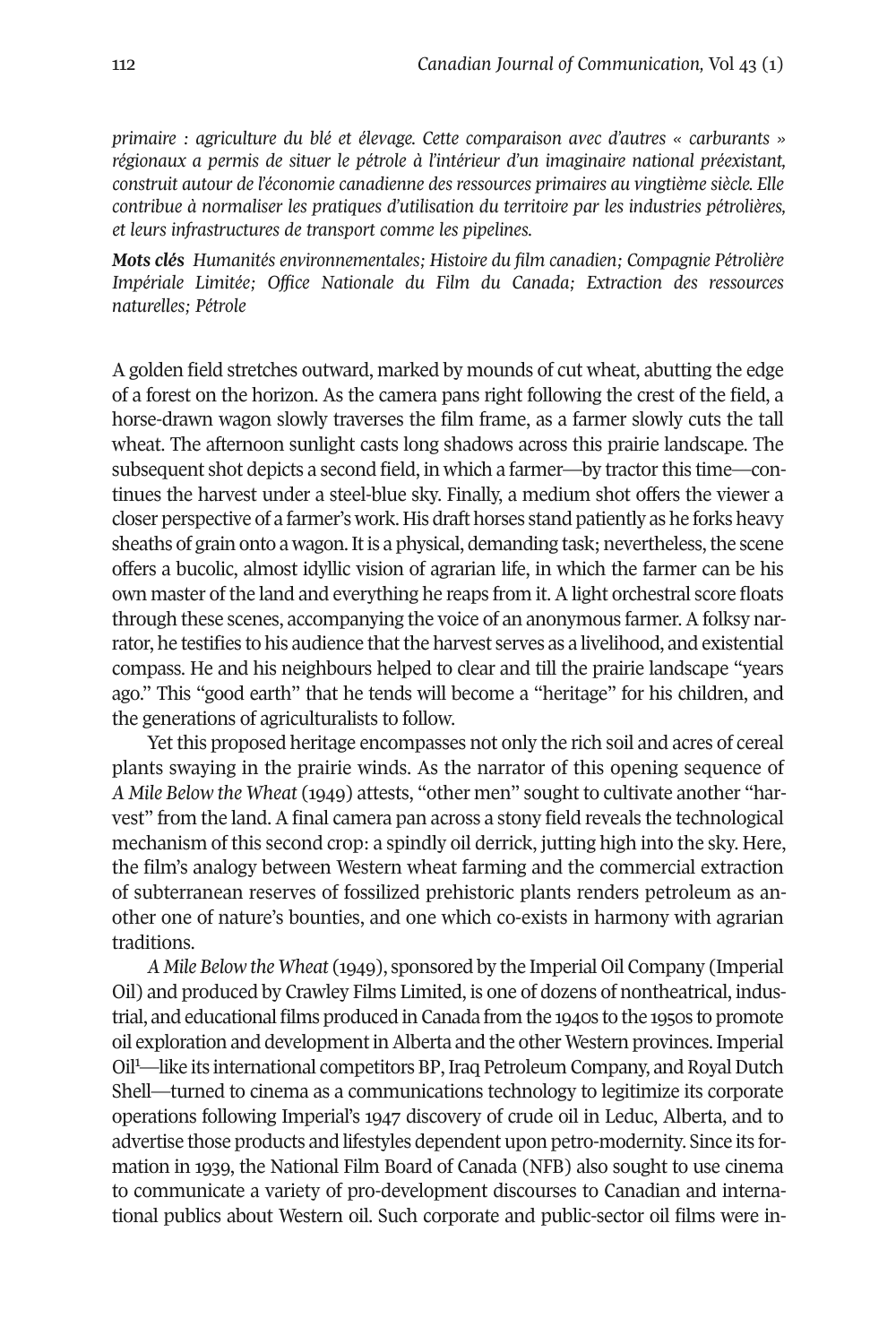*primaire : agriculture du blé et élevage. Cette comparaison avec d'autres « carburants » régionaux a permis de situer le pétrole à l'intérieur d'un imaginaire national préexistant, construit autour de l'économie canadienne des ressources primaires au vingtième siècle. Elle contribue à normaliser les pratiques d'utilisation du territoire par les industries pétrolières, et leurs infrastructures de transport comme les pipelines.*

***Mots clés*** *Humanités environnementales; Histoire du film canadien; Compagnie Pétrolière Impériale Limitée; Office Nationale du Film du Canada; Extraction des ressources naturelles; Pétrole*

A golden field stretches outward, marked by mounds of cut wheat, abutting the edge of a forest on the horizon. As the camera pans right following the crest of the field, a horse-drawn wagon slowly traverses the film frame, as a farmer slowly cuts the tall wheat. The afternoon sunlight casts long shadows across this prairie landscape. The subsequent shot depicts a second field, in which a farmer—by tractor this time—continues the harvest under a steel-blue sky. Finally, a medium shot offers the viewer a closer perspective of a farmer's work. His draft horses stand patiently as he forks heavy sheaths of grain onto a wagon. It is a physical, demanding task; nevertheless, the scene offers a bucolic, almost idyllic vision of agrarian life, in which the farmer can be his own master of the land and everything he reaps from it. A light orchestral score floats through these scenes, accompanying the voice of an anonymous farmer. A folksy narrator, he testifies to his audience that the harvest serves as a livelihood, and existential compass. He and his neighbours helped to clear and till the prairie landscape "years ago." This "good earth" that he tends will become a "heritage" for his children, and the generations of agriculturalists to follow.

Yet this proposed heritage encompasses not only the rich soil and acres of cereal plants swaying in the prairie winds. As the narrator of this opening sequence of *A Mile Below the Wheat* (1949) attests, "other men" sought to cultivate another "harvest" from the land. A final camera pan across a stony field reveals the technological mechanism of this second crop: a spindly oil derrick, jutting high into the sky. Here, the film's analogy between Western wheat farming and the commercial extraction of subterranean reserves of fossilized prehistoric plants renders petroleum as another one of nature's bounties, and one which co-exists in harmony with agrarian traditions.

*A Mile Below the Wheat* (1949), sponsored by the Imperial Oil Company (Imperial Oil) and produced by Crawley Films Limited, is one of dozens of nontheatrical, industrial, and educational films produced in Canada from the 1940s to the 1950s to promote oil exploration and development in Alberta and the other Western provinces. Imperial Oil[1]—like its international competitors BP, Iraq Petroleum Company, and Royal Dutch Shell—turned to cinema as a communications technology to legitimize its corporate operations following Imperial's 1947 discovery of crude oil in Leduc, Alberta, and to advertise those products and lifestyles dependent upon petro-modernity. Since its formation in 1939, the National Film Board of Canada (NFB) also sought to use cinema to communicate a variety of pro-development discourses to Canadian and international publics about Western oil. Such corporate and public-sector oil films were in-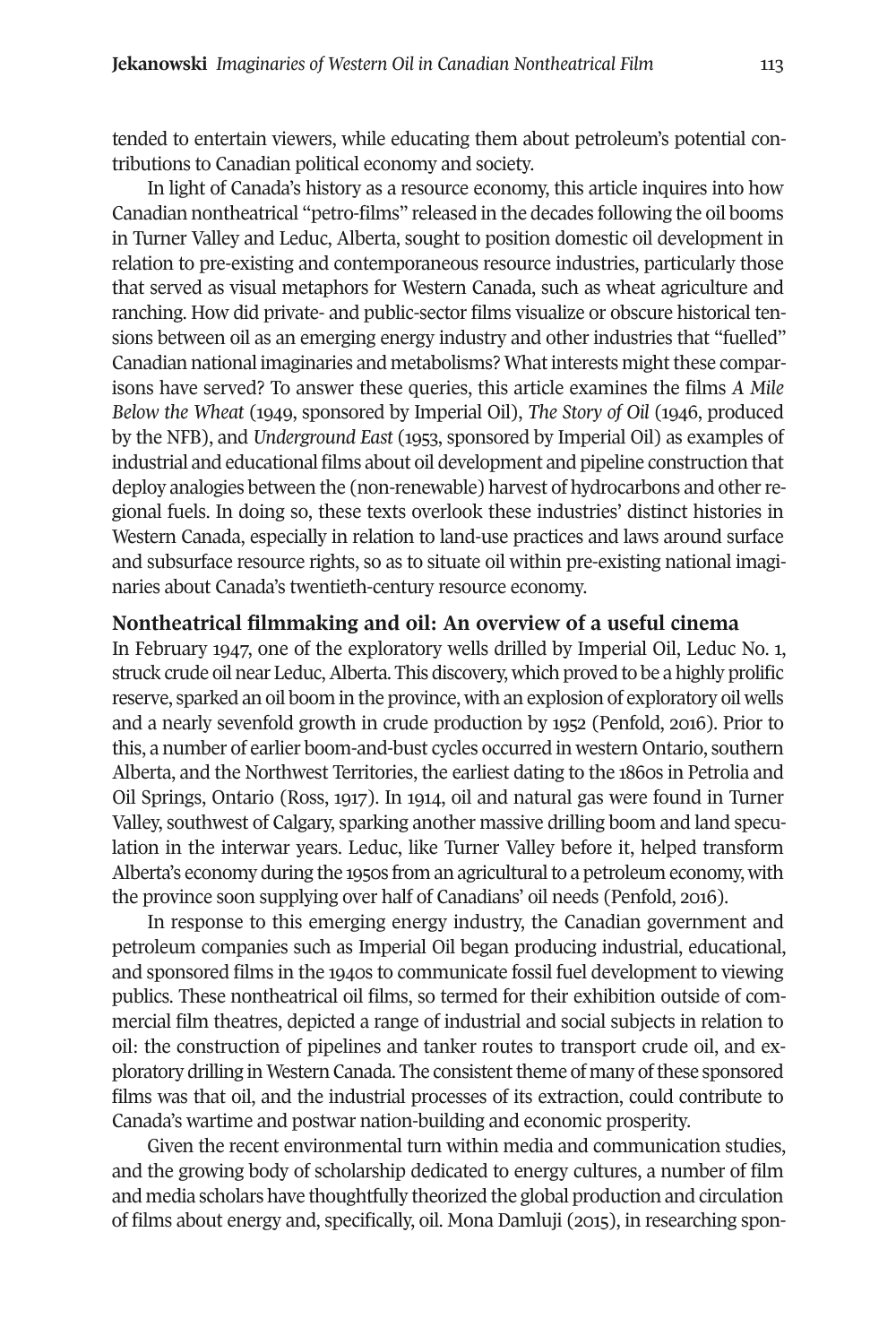tended to entertain viewers, while educating them about petroleum's potential contributions to Canadian political economy and society.

In light of Canada's history as a resource economy, this article inquires into how Canadian nontheatrical "petro-films" released in the decades following the oil booms in Turner Valley and Leduc, Alberta, sought to position domestic oil development in relation to pre-existing and contemporaneous resource industries, particularly those that served as visual metaphors for Western Canada, such as wheat agriculture and ranching. How did private- and public-sector films visualize or obscure historical tensions between oil as an emerging energy industry and other industries that "fuelled" Canadian national imaginaries and metabolisms? What interests might these comparisons have served? To answer these queries, this article examines the films *A Mile Below the Wheat* (1949, sponsored by Imperial Oil), *The Story of Oil* (1946, produced by the NFB), and *Underground East* (1953, sponsored by Imperial Oil) as examples of industrial and educational films about oil development and pipeline construction that deploy analogies between the (non-renewable) harvest of hydrocarbons and other regional fuels. In doing so, these texts overlook these industries' distinct histories in Western Canada, especially in relation to land-use practices and laws around surface and subsurface resource rights, so as to situate oil within pre-existing national imaginaries about Canada's twentieth-century resource economy.

## Nontheatrical filmmaking and oil: An overview of a useful cinema

In February 1947, one of the exploratory wells drilled by Imperial Oil, Leduc No. 1, struck crude oil near Leduc, Alberta. This discovery, which proved to be a highly prolific reserve, sparked an oil boom in the province, with an explosion of exploratory oil wells and a nearly sevenfold growth in crude production by 1952 (Penfold, 2016). Prior to this, a number of earlier boom-and-bust cycles occurred in western Ontario, southern Alberta, and the Northwest Territories, the earliest dating to the 1860s in Petrolia and Oil Springs, Ontario (Ross, 1917). In 1914, oil and natural gas were found in Turner Valley, southwest of Calgary, sparking another massive drilling boom and land speculation in the interwar years. Leduc, like Turner Valley before it, helped transform Alberta's economy during the 1950s from an agricultural to a petroleum economy, with the province soon supplying over half of Canadians' oil needs (Penfold, 2016).

In response to this emerging energy industry, the Canadian government and petroleum companies such as Imperial Oil began producing industrial, educational, and sponsored films in the 1940s to communicate fossil fuel development to viewing publics. These nontheatrical oil films, so termed for their exhibition outside of commercial film theatres, depicted a range of industrial and social subjects in relation to oil: the construction of pipelines and tanker routes to transport crude oil, and exploratory drilling in Western Canada. The consistent theme of many of these sponsored films was that oil, and the industrial processes of its extraction, could contribute to Canada's wartime and postwar nation-building and economic prosperity.

Given the recent environmental turn within media and communication studies, and the growing body of scholarship dedicated to energy cultures, a number of film and media scholars have thoughtfully theorized the global production and circulation of films about energy and, specifically, oil. Mona Damluji (2015), in researching spon-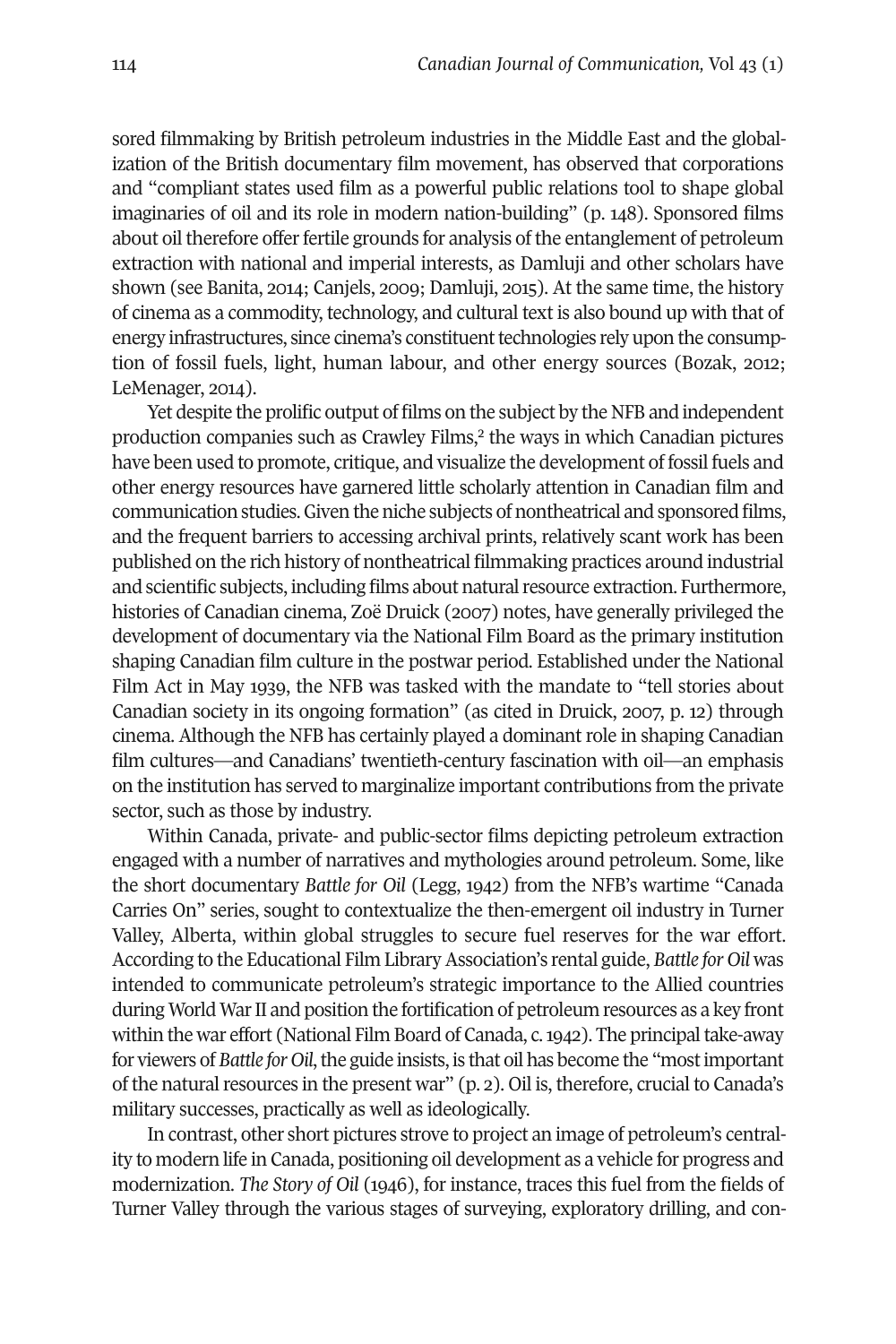sored filmmaking by British petroleum industries in the Middle East and the globalization of the British documentary film movement, has observed that corporations and "compliant states used film as a powerful public relations tool to shape global imaginaries of oil and its role in modern nation-building" (p. 148). Sponsored films about oil therefore offer fertile grounds for analysis of the entanglement of petroleum extraction with national and imperial interests, as Damluji and other scholars have shown (see Banita, 2014; Canjels, 2009; Damluji, 2015). At the same time, the history of cinema as a commodity, technology, and cultural text is also bound up with that of energy infrastructures, since cinema's constituent technologies rely upon the consumption of fossil fuels, light, human labour, and other energy sources (Bozak, 2012; LeMenager, 2014).

Yet despite the prolific output of films on the subject by the NFB and independent production companies such as Crawley Films,[2] the ways in which Canadian pictures have been used to promote, critique, and visualize the development of fossil fuels and other energy resources have garnered little scholarly attention in Canadian film and communication studies. Given the niche subjects of nontheatrical and sponsored films, and the frequent barriers to accessing archival prints, relatively scant work has been published on the rich history of nontheatrical filmmaking practices around industrial and scientific subjects, including films about natural resource extraction. Furthermore, histories of Canadian cinema, Zoë Druick (2007) notes, have generally privileged the development of documentary via the National Film Board as the primary institution shaping Canadian film culture in the postwar period. Established under the National Film Act in May 1939, the NFB was tasked with the mandate to "tell stories about Canadian society in its ongoing formation" (as cited in Druick, 2007, p. 12) through cinema. Although the NFB has certainly played a dominant role in shaping Canadian film cultures—and Canadians' twentieth-century fascination with oil—an emphasis on the institution has served to marginalize important contributions from the private sector, such as those by industry.

Within Canada, private- and public-sector films depicting petroleum extraction engaged with a number of narratives and mythologies around petroleum. Some, like the short documentary *Battle for Oil* (Legg, 1942) from the NFB's wartime "Canada Carries On" series, sought to contextualize the then-emergent oil industry in Turner Valley, Alberta, within global struggles to secure fuel reserves for the war effort. According to the Educational Film Library Association's rental guide, *Battle for Oil* was intended to communicate petroleum's strategic importance to the Allied countries during World War II and position the fortification of petroleum resources as a key front within the war effort (National Film Board of Canada, c. 1942). The principal take-away for viewers of *Battle for Oil*, the guide insists, is that oil has become the "most important of the natural resources in the present war" (p. 2). Oil is, therefore, crucial to Canada's military successes, practically as well as ideologically.

In contrast, other short pictures strove to project an image of petroleum's centrality to modern life in Canada, positioning oil development as a vehicle for progress and modernization. *The Story of Oil* (1946), for instance, traces this fuel from the fields of Turner Valley through the various stages of surveying, exploratory drilling, and con-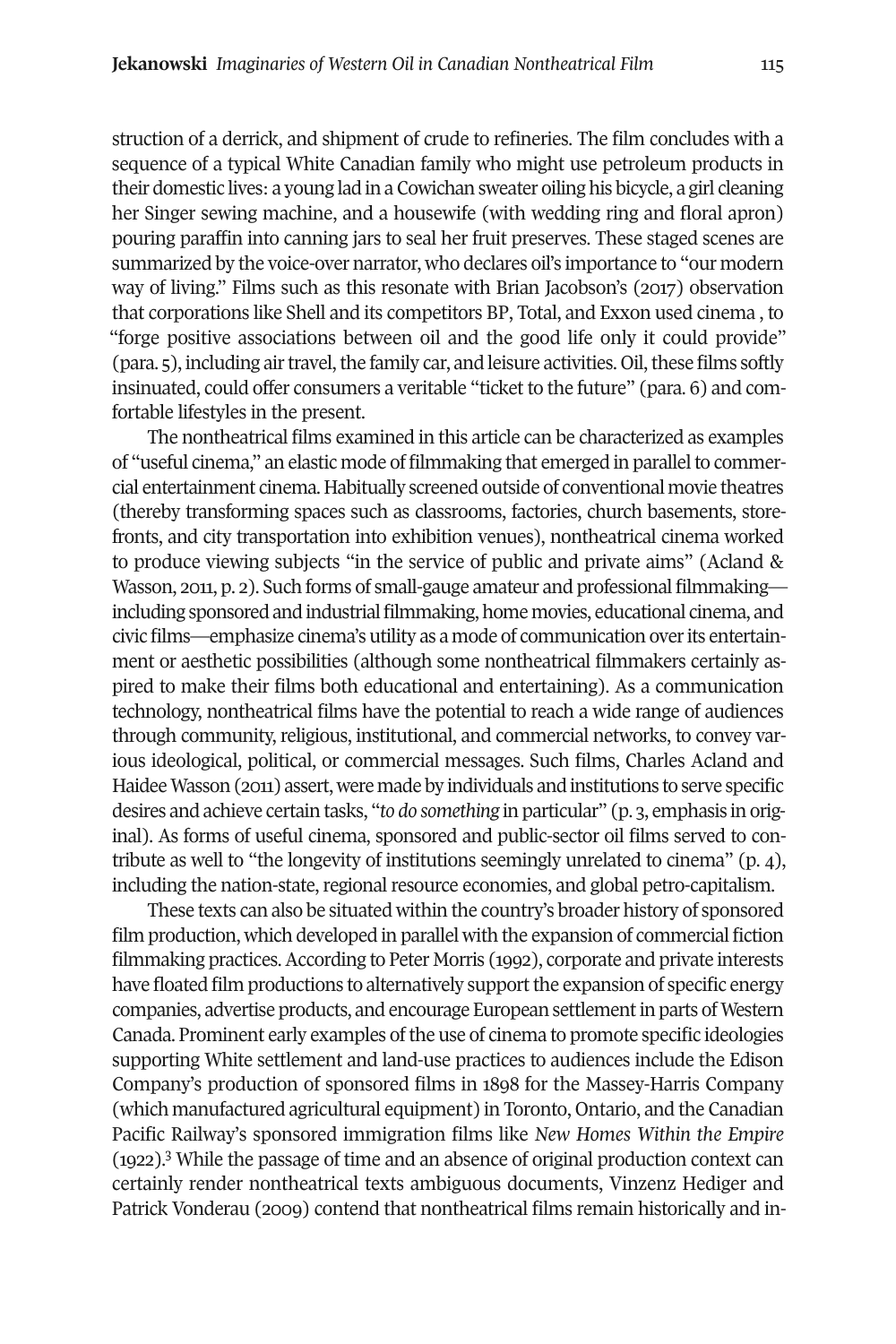struction of a derrick, and shipment of crude to refineries. The film concludes with a sequence of a typical White Canadian family who might use petroleum products in their domestic lives: a young lad in a Cowichan sweater oiling his bicycle, a girl cleaning her Singer sewing machine, and a housewife (with wedding ring and floral apron) pouring paraffin into canning jars to seal her fruit preserves. These staged scenes are summarized by the voice-over narrator, who declares oil's importance to "our modern way of living." Films such as this resonate with Brian Jacobson's (2017) observation that corporations like Shell and its competitors BP, Total, and Exxon used cinema , to "forge positive associations between oil and the good life only it could provide" (para. 5), including air travel, the family car, and leisure activities. Oil, these films softly insinuated, could offer consumers a veritable "ticket to the future" (para. 6) and comfortable lifestyles in the present.

The nontheatrical films examined in this article can be characterized as examples of "useful cinema," an elastic mode of filmmaking that emerged in parallel to commercial entertainment cinema. Habitually screened outside of conventional movie theatres (thereby transforming spaces such as classrooms, factories, church basements, storefronts, and city transportation into exhibition venues), nontheatrical cinema worked to produce viewing subjects "in the service of public and private aims" (Acland & Wasson, 2011, p. 2). Such forms of small-gauge amateur and professional filmmaking—including sponsored and industrial filmmaking, home movies, educational cinema, and civic films—emphasize cinema's utility as a mode of communication over its entertainment or aesthetic possibilities (although some nontheatrical filmmakers certainly aspired to make their films both educational and entertaining). As a communication technology, nontheatrical films have the potential to reach a wide range of audiences through community, religious, institutional, and commercial networks, to convey various ideological, political, or commercial messages. Such films, Charles Acland and Haidee Wasson (2011) assert, were made by individuals and institutions to serve specific desires and achieve certain tasks, "*to do something* in particular" (p. 3, emphasis in original). As forms of useful cinema, sponsored and public-sector oil films served to contribute as well to "the longevity of institutions seemingly unrelated to cinema" (p. 4), including the nation-state, regional resource economies, and global petro-capitalism.

These texts can also be situated within the country's broader history of sponsored film production, which developed in parallel with the expansion of commercial fiction filmmaking practices. According to Peter Morris (1992), corporate and private interests have floated film productions to alternatively support the expansion of specific energy companies, advertise products, and encourage European settlement in parts of Western Canada. Prominent early examples of the use of cinema to promote specific ideologies supporting White settlement and land-use practices to audiences include the Edison Company's production of sponsored films in 1898 for the Massey-Harris Company (which manufactured agricultural equipment) in Toronto, Ontario, and the Canadian Pacific Railway's sponsored immigration films like *New Homes Within the Empire* (1922).[3] While the passage of time and an absence of original production context can certainly render nontheatrical texts ambiguous documents, Vinzenz Hediger and Patrick Vonderau (2009) contend that nontheatrical films remain historically and in-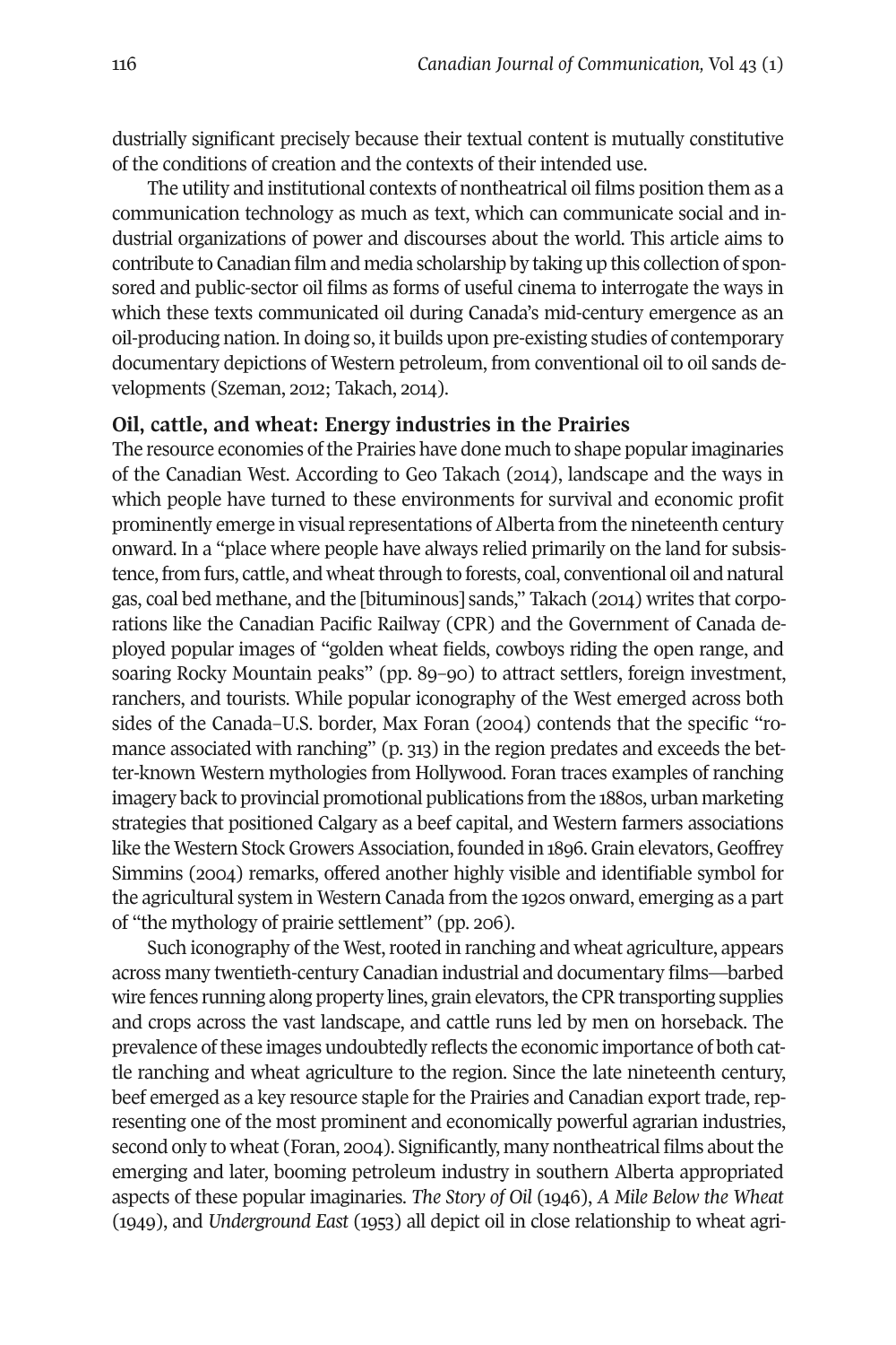dustrially significant precisely because their textual content is mutually constitutive of the conditions of creation and the contexts of their intended use.

The utility and institutional contexts of nontheatrical oil films position them as a communication technology as much as text, which can communicate social and industrial organizations of power and discourses about the world. This article aims to contribute to Canadian film and media scholarship by taking up this collection of sponsored and public-sector oil films as forms of useful cinema to interrogate the ways in which these texts communicated oil during Canada's mid-century emergence as an oil-producing nation. In doing so, it builds upon pre-existing studies of contemporary documentary depictions of Western petroleum, from conventional oil to oil sands developments (Szeman, 2012; Takach, 2014).

## Oil, cattle, and wheat: Energy industries in the Prairies

The resource economies of the Prairies have done much to shape popular imaginaries of the Canadian West. According to Geo Takach (2014), landscape and the ways in which people have turned to these environments for survival and economic profit prominently emerge in visual representations of Alberta from the nineteenth century onward. In a "place where people have always relied primarily on the land for subsistence, from furs, cattle, and wheat through to forests, coal, conventional oil and natural gas, coal bed methane, and the [bituminous] sands," Takach (2014) writes that corporations like the Canadian Pacific Railway (CPR) and the Government of Canada deployed popular images of "golden wheat fields, cowboys riding the open range, and soaring Rocky Mountain peaks" (pp. 89–90) to attract settlers, foreign investment, ranchers, and tourists. While popular iconography of the West emerged across both sides of the Canada–U.S. border, Max Foran (2004) contends that the specific "romance associated with ranching" (p. 313) in the region predates and exceeds the better-known Western mythologies from Hollywood. Foran traces examples of ranching imagery back to provincial promotional publications from the 1880s, urban marketing strategies that positioned Calgary as a beef capital, and Western farmers associations like the Western Stock Growers Association, founded in 1896. Grain elevators, Geoffrey Simmins (2004) remarks, offered another highly visible and identifiable symbol for the agricultural system in Western Canada from the 1920s onward, emerging as a part of "the mythology of prairie settlement" (pp. 206).

Such iconography of the West, rooted in ranching and wheat agriculture, appears across many twentieth-century Canadian industrial and documentary films—barbed wire fences running along property lines, grain elevators, the CPR transporting supplies and crops across the vast landscape, and cattle runs led by men on horseback. The prevalence of these images undoubtedly reflects the economic importance of both cattle ranching and wheat agriculture to the region. Since the late nineteenth century, beef emerged as a key resource staple for the Prairies and Canadian export trade, representing one of the most prominent and economically powerful agrarian industries, second only to wheat (Foran, 2004). Significantly, many nontheatrical films about the emerging and later, booming petroleum industry in southern Alberta appropriated aspects of these popular imaginaries. *The Story of Oil* (1946), *A Mile Below the Wheat* (1949), and *Underground East* (1953) all depict oil in close relationship to wheat agri-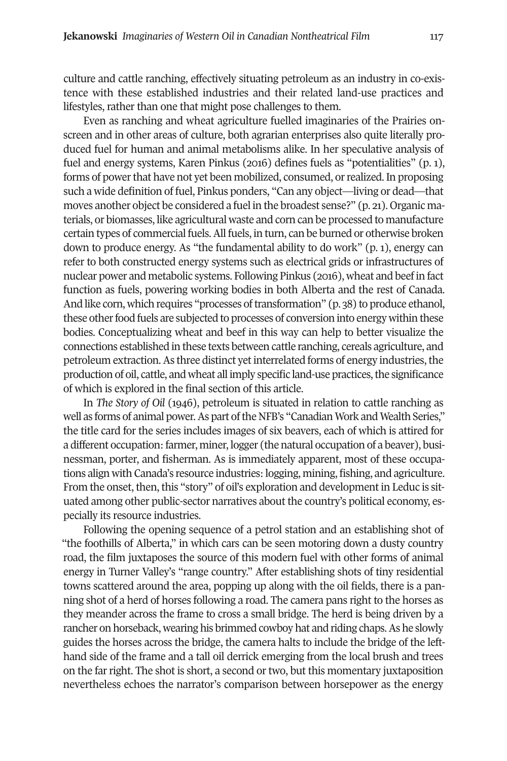culture and cattle ranching, effectively situating petroleum as an industry in co-existence with these established industries and their related land-use practices and lifestyles, rather than one that might pose challenges to them.

Even as ranching and wheat agriculture fuelled imaginaries of the Prairies on-screen and in other areas of culture, both agrarian enterprises also quite literally produced fuel for human and animal metabolisms alike. In her speculative analysis of fuel and energy systems, Karen Pinkus (2016) defines fuels as "potentialities" (p. 1), forms of power that have not yet been mobilized, consumed, or realized. In proposing such a wide definition of fuel, Pinkus ponders, "Can any object—living or dead—that moves another object be considered a fuel in the broadest sense?" (p. 21). Organic materials, or biomasses, like agricultural waste and corn can be processed to manufacture certain types of commercial fuels. All fuels, in turn, can be burned or otherwise broken down to produce energy. As "the fundamental ability to do work" (p. 1), energy can refer to both constructed energy systems such as electrical grids or infrastructures of nuclear power and metabolic systems. Following Pinkus (2016), wheat and beef in fact function as fuels, powering working bodies in both Alberta and the rest of Canada. And like corn, which requires "processes of transformation" (p. 38) to produce ethanol, these other food fuels are subjected to processes of conversion into energy within these bodies. Conceptualizing wheat and beef in this way can help to better visualize the connections established in these texts between cattle ranching, cereals agriculture, and petroleum extraction. As three distinct yet interrelated forms of energy industries, the production of oil, cattle, and wheat all imply specific land-use practices, the significance of which is explored in the final section of this article.

In *The Story of Oil* (1946), petroleum is situated in relation to cattle ranching as well as forms of animal power. As part of the NFB's "Canadian Work and Wealth Series," the title card for the series includes images of six beavers, each of which is attired for a different occupation: farmer, miner, logger (the natural occupation of a beaver), businessman, porter, and fisherman. As is immediately apparent, most of these occupations align with Canada's resource industries: logging, mining, fishing, and agriculture. From the onset, then, this "story" of oil's exploration and development in Leduc is situated among other public-sector narratives about the country's political economy, especially its resource industries.

Following the opening sequence of a petrol station and an establishing shot of "the foothills of Alberta," in which cars can be seen motoring down a dusty country road, the film juxtaposes the source of this modern fuel with other forms of animal energy in Turner Valley's "range country." After establishing shots of tiny residential towns scattered around the area, popping up along with the oil fields, there is a panning shot of a herd of horses following a road. The camera pans right to the horses as they meander across the frame to cross a small bridge. The herd is being driven by a rancher on horseback, wearing his brimmed cowboy hat and riding chaps. As he slowly guides the horses across the bridge, the camera halts to include the bridge of the left-hand side of the frame and a tall oil derrick emerging from the local brush and trees on the far right. The shot is short, a second or two, but this momentary juxtaposition nevertheless echoes the narrator's comparison between horsepower as the energy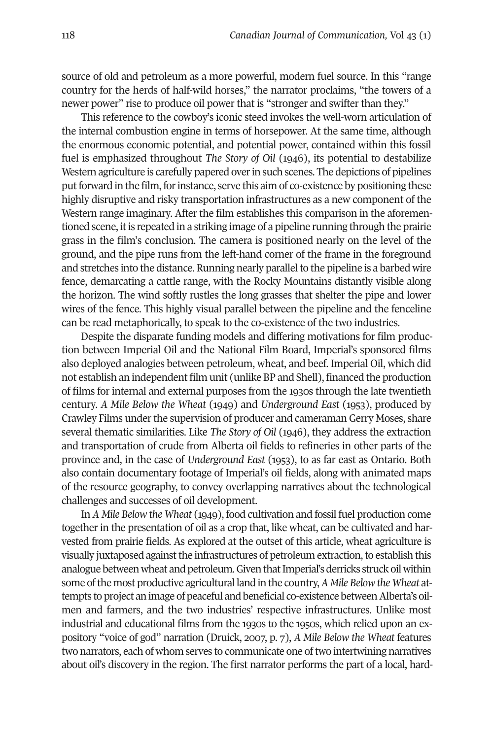source of old and petroleum as a more powerful, modern fuel source. In this "range country for the herds of half-wild horses," the narrator proclaims, "the towers of a newer power" rise to produce oil power that is "stronger and swifter than they."

This reference to the cowboy's iconic steed invokes the well-worn articulation of the internal combustion engine in terms of horsepower. At the same time, although the enormous economic potential, and potential power, contained within this fossil fuel is emphasized throughout *The Story of Oil* (1946), its potential to destabilize Western agriculture is carefully papered over in such scenes. The depictions of pipelines put forward in the film, for instance, serve this aim of co-existence by positioning these highly disruptive and risky transportation infrastructures as a new component of the Western range imaginary. After the film establishes this comparison in the aforementioned scene, it is repeated in a striking image of a pipeline running through the prairie grass in the film's conclusion. The camera is positioned nearly on the level of the ground, and the pipe runs from the left-hand corner of the frame in the foreground and stretches into the distance. Running nearly parallel to the pipeline is a barbed wire fence, demarcating a cattle range, with the Rocky Mountains distantly visible along the horizon. The wind softly rustles the long grasses that shelter the pipe and lower wires of the fence. This highly visual parallel between the pipeline and the fenceline can be read metaphorically, to speak to the co-existence of the two industries.

Despite the disparate funding models and differing motivations for film production between Imperial Oil and the National Film Board, Imperial's sponsored films also deployed analogies between petroleum, wheat, and beef. Imperial Oil, which did not establish an independent film unit (unlike BP and Shell), financed the production of films for internal and external purposes from the 1930s through the late twentieth century. *A Mile Below the Wheat* (1949) and *Underground East* (1953), produced by Crawley Films under the supervision of producer and cameraman Gerry Moses, share several thematic similarities. Like *The Story of Oil* (1946), they address the extraction and transportation of crude from Alberta oil fields to refineries in other parts of the province and, in the case of *Underground East* (1953), to as far east as Ontario. Both also contain documentary footage of Imperial's oil fields, along with animated maps of the resource geography, to convey overlapping narratives about the technological challenges and successes of oil development.

In *A Mile Below the Wheat* (1949), food cultivation and fossil fuel production come together in the presentation of oil as a crop that, like wheat, can be cultivated and harvested from prairie fields. As explored at the outset of this article, wheat agriculture is visually juxtaposed against the infrastructures of petroleum extraction, to establish this analogue between wheat and petroleum. Given that Imperial's derricks struck oil within some of the most productive agricultural land in the country, *A Mile Below the Wheat* attempts to project an image of peaceful and beneficial co-existence between Alberta's oilmen and farmers, and the two industries' respective infrastructures. Unlike most industrial and educational films from the 1930s to the 1950s, which relied upon an expository "voice of god" narration (Druick, 2007, p. 7), *A Mile Below the Wheat* features two narrators, each of whom serves to communicate one of two intertwining narratives about oil's discovery in the region. The first narrator performs the part of a local, hard-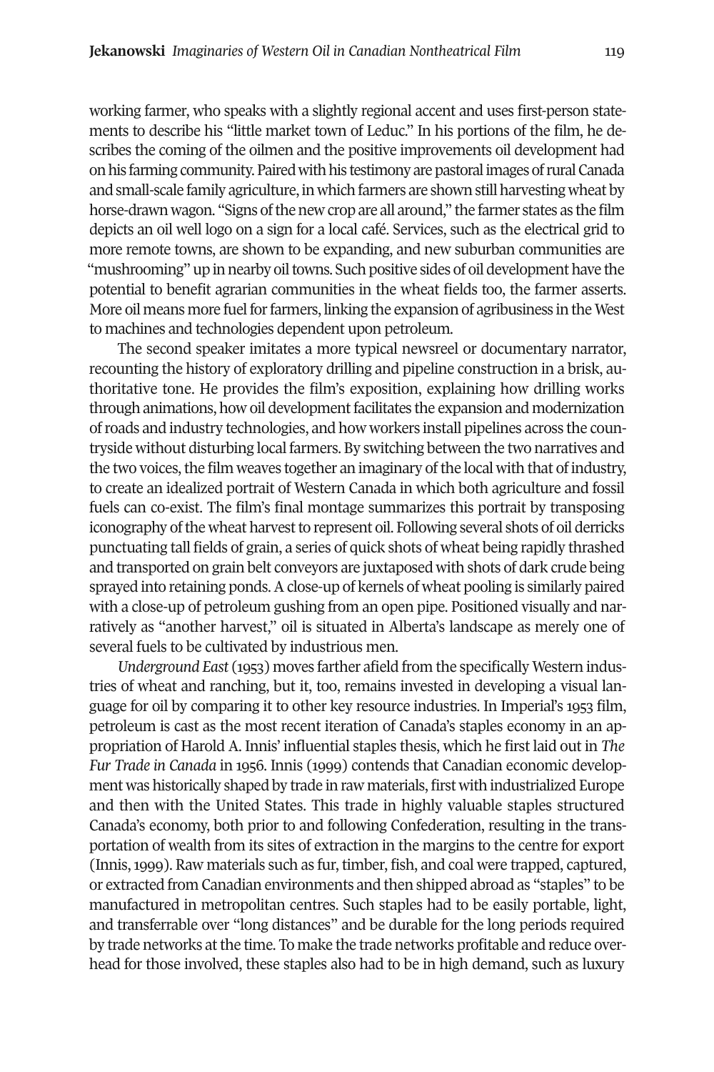working farmer, who speaks with a slightly regional accent and uses first-person statements to describe his "little market town of Leduc." In his portions of the film, he describes the coming of the oilmen and the positive improvements oil development had on his farming community. Paired with his testimony are pastoral images of rural Canada and small-scale family agriculture, in which farmers are shown still harvesting wheat by horse-drawn wagon. "Signs of the new crop are all around," the farmer states as the film depicts an oil well logo on a sign for a local café. Services, such as the electrical grid to more remote towns, are shown to be expanding, and new suburban communities are "mushrooming" up in nearby oil towns. Such positive sides of oil development have the potential to benefit agrarian communities in the wheat fields too, the farmer asserts. More oil means more fuel for farmers, linking the expansion of agribusiness in the West to machines and technologies dependent upon petroleum.

The second speaker imitates a more typical newsreel or documentary narrator, recounting the history of exploratory drilling and pipeline construction in a brisk, authoritative tone. He provides the film's exposition, explaining how drilling works through animations, how oil development facilitates the expansion and modernization of roads and industry technologies, and how workers install pipelines across the countryside without disturbing local farmers. By switching between the two narratives and the two voices, the film weaves together an imaginary of the local with that of industry, to create an idealized portrait of Western Canada in which both agriculture and fossil fuels can co-exist. The film's final montage summarizes this portrait by transposing iconography of the wheat harvest to represent oil. Following several shots of oil derricks punctuating tall fields of grain, a series of quick shots of wheat being rapidly thrashed and transported on grain belt conveyors are juxtaposed with shots of dark crude being sprayed into retaining ponds. A close-up of kernels of wheat pooling is similarly paired with a close-up of petroleum gushing from an open pipe. Positioned visually and narratively as "another harvest," oil is situated in Alberta's landscape as merely one of several fuels to be cultivated by industrious men.

*Underground East* (1953) moves farther afield from the specifically Western industries of wheat and ranching, but it, too, remains invested in developing a visual language for oil by comparing it to other key resource industries. In Imperial's 1953 film, petroleum is cast as the most recent iteration of Canada's staples economy in an appropriation of Harold A. Innis' influential staples thesis, which he first laid out in *The Fur Trade in Canada* in 1956. Innis (1999) contends that Canadian economic development was historically shaped by trade in raw materials, first with industrialized Europe and then with the United States. This trade in highly valuable staples structured Canada's economy, both prior to and following Confederation, resulting in the transportation of wealth from its sites of extraction in the margins to the centre for export (Innis, 1999). Raw materials such as fur, timber, fish, and coal were trapped, captured, or extracted from Canadian environments and then shipped abroad as "staples" to be manufactured in metropolitan centres. Such staples had to be easily portable, light, and transferrable over "long distances" and be durable for the long periods required by trade networks at the time. To make the trade networks profitable and reduce overhead for those involved, these staples also had to be in high demand, such as luxury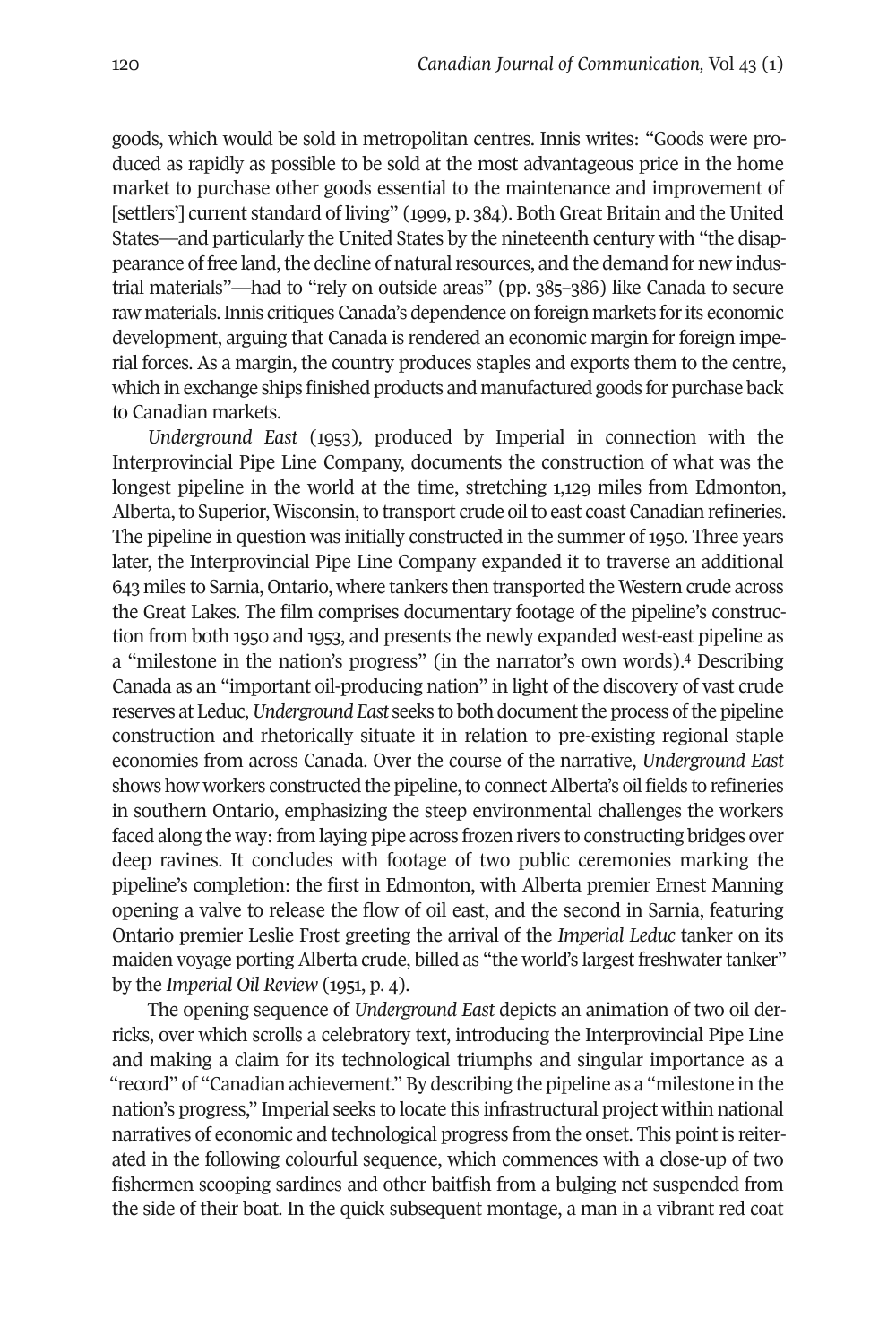goods, which would be sold in metropolitan centres. Innis writes: "Goods were produced as rapidly as possible to be sold at the most advantageous price in the home market to purchase other goods essential to the maintenance and improvement of [settlers'] current standard of living" (1999, p. 384). Both Great Britain and the United States—and particularly the United States by the nineteenth century with "the disappearance of free land, the decline of natural resources, and the demand for new industrial materials"—had to "rely on outside areas" (pp. 385–386) like Canada to secure raw materials. Innis critiques Canada's dependence on foreign markets for its economic development, arguing that Canada is rendered an economic margin for foreign imperial forces. As a margin, the country produces staples and exports them to the centre, which in exchange ships finished products and manufactured goods for purchase back to Canadian markets.

*Underground East* (1953), produced by Imperial in connection with the Interprovincial Pipe Line Company, documents the construction of what was the longest pipeline in the world at the time, stretching 1,129 miles from Edmonton, Alberta, to Superior, Wisconsin, to transport crude oil to east coast Canadian refineries. The pipeline in question was initially constructed in the summer of 1950. Three years later, the Interprovincial Pipe Line Company expanded it to traverse an additional 643 miles to Sarnia, Ontario, where tankers then transported the Western crude across the Great Lakes. The film comprises documentary footage of the pipeline's construction from both 1950 and 1953, and presents the newly expanded west-east pipeline as a "milestone in the nation's progress" (in the narrator's own words).[4] Describing Canada as an "important oil-producing nation" in light of the discovery of vast crude reserves at Leduc, *Underground East* seeks to both document the process of the pipeline construction and rhetorically situate it in relation to pre-existing regional staple economies from across Canada. Over the course of the narrative, *Underground East* shows how workers constructed the pipeline, to connect Alberta's oil fields to refineries in southern Ontario, emphasizing the steep environmental challenges the workers faced along the way: from laying pipe across frozen rivers to constructing bridges over deep ravines. It concludes with footage of two public ceremonies marking the pipeline's completion: the first in Edmonton, with Alberta premier Ernest Manning opening a valve to release the flow of oil east, and the second in Sarnia, featuring Ontario premier Leslie Frost greeting the arrival of the *Imperial Leduc* tanker on its maiden voyage porting Alberta crude, billed as "the world's largest freshwater tanker" by the *Imperial Oil Review* (1951, p. 4).

The opening sequence of *Underground East* depicts an animation of two oil derricks, over which scrolls a celebratory text, introducing the Interprovincial Pipe Line and making a claim for its technological triumphs and singular importance as a "record" of "Canadian achievement." By describing the pipeline as a "milestone in the nation's progress," Imperial seeks to locate this infrastructural project within national narratives of economic and technological progress from the onset. This point is reiterated in the following colourful sequence, which commences with a close-up of two fishermen scooping sardines and other baitfish from a bulging net suspended from the side of their boat. In the quick subsequent montage, a man in a vibrant red coat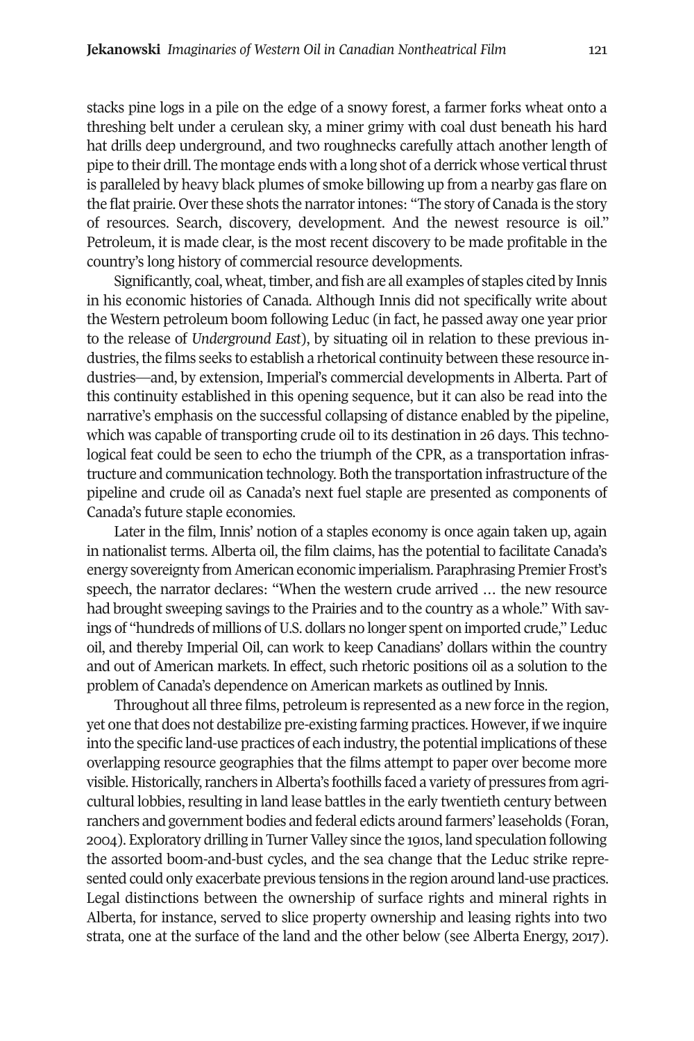stacks pine logs in a pile on the edge of a snowy forest, a farmer forks wheat onto a threshing belt under a cerulean sky, a miner grimy with coal dust beneath his hard hat drills deep underground, and two roughnecks carefully attach another length of pipe to their drill. The montage ends with a long shot of a derrick whose vertical thrust is paralleled by heavy black plumes of smoke billowing up from a nearby gas flare on the flat prairie. Over these shots the narrator intones: "The story of Canada is the story of resources. Search, discovery, development. And the newest resource is oil." Petroleum, it is made clear, is the most recent discovery to be made profitable in the country's long history of commercial resource developments.

Significantly, coal, wheat, timber, and fish are all examples of staples cited by Innis in his economic histories of Canada. Although Innis did not specifically write about the Western petroleum boom following Leduc (in fact, he passed away one year prior to the release of *Underground East*), by situating oil in relation to these previous industries, the films seeks to establish a rhetorical continuity between these resource industries—and, by extension, Imperial's commercial developments in Alberta. Part of this continuity established in this opening sequence, but it can also be read into the narrative's emphasis on the successful collapsing of distance enabled by the pipeline, which was capable of transporting crude oil to its destination in 26 days. This technological feat could be seen to echo the triumph of the CPR, as a transportation infrastructure and communication technology. Both the transportation infrastructure of the pipeline and crude oil as Canada's next fuel staple are presented as components of Canada's future staple economies.

Later in the film, Innis' notion of a staples economy is once again taken up, again in nationalist terms. Alberta oil, the film claims, has the potential to facilitate Canada's energy sovereignty from American economic imperialism. Paraphrasing Premier Frost's speech, the narrator declares: "When the western crude arrived … the new resource had brought sweeping savings to the Prairies and to the country as a whole." With savings of "hundreds of millions of U.S. dollars no longer spent on imported crude," Leduc oil, and thereby Imperial Oil, can work to keep Canadians' dollars within the country and out of American markets. In effect, such rhetoric positions oil as a solution to the problem of Canada's dependence on American markets as outlined by Innis.

Throughout all three films, petroleum is represented as a new force in the region, yet one that does not destabilize pre-existing farming practices. However, if we inquire into the specific land-use practices of each industry, the potential implications of these overlapping resource geographies that the films attempt to paper over become more visible. Historically, ranchers in Alberta's foothills faced a variety of pressures from agricultural lobbies, resulting in land lease battles in the early twentieth century between ranchers and government bodies and federal edicts around farmers' leaseholds (Foran, 2004). Exploratory drilling in Turner Valley since the 1910s, land speculation following the assorted boom-and-bust cycles, and the sea change that the Leduc strike represented could only exacerbate previous tensions in the region around land-use practices. Legal distinctions between the ownership of surface rights and mineral rights in Alberta, for instance, served to slice property ownership and leasing rights into two strata, one at the surface of the land and the other below (see Alberta Energy, 2017).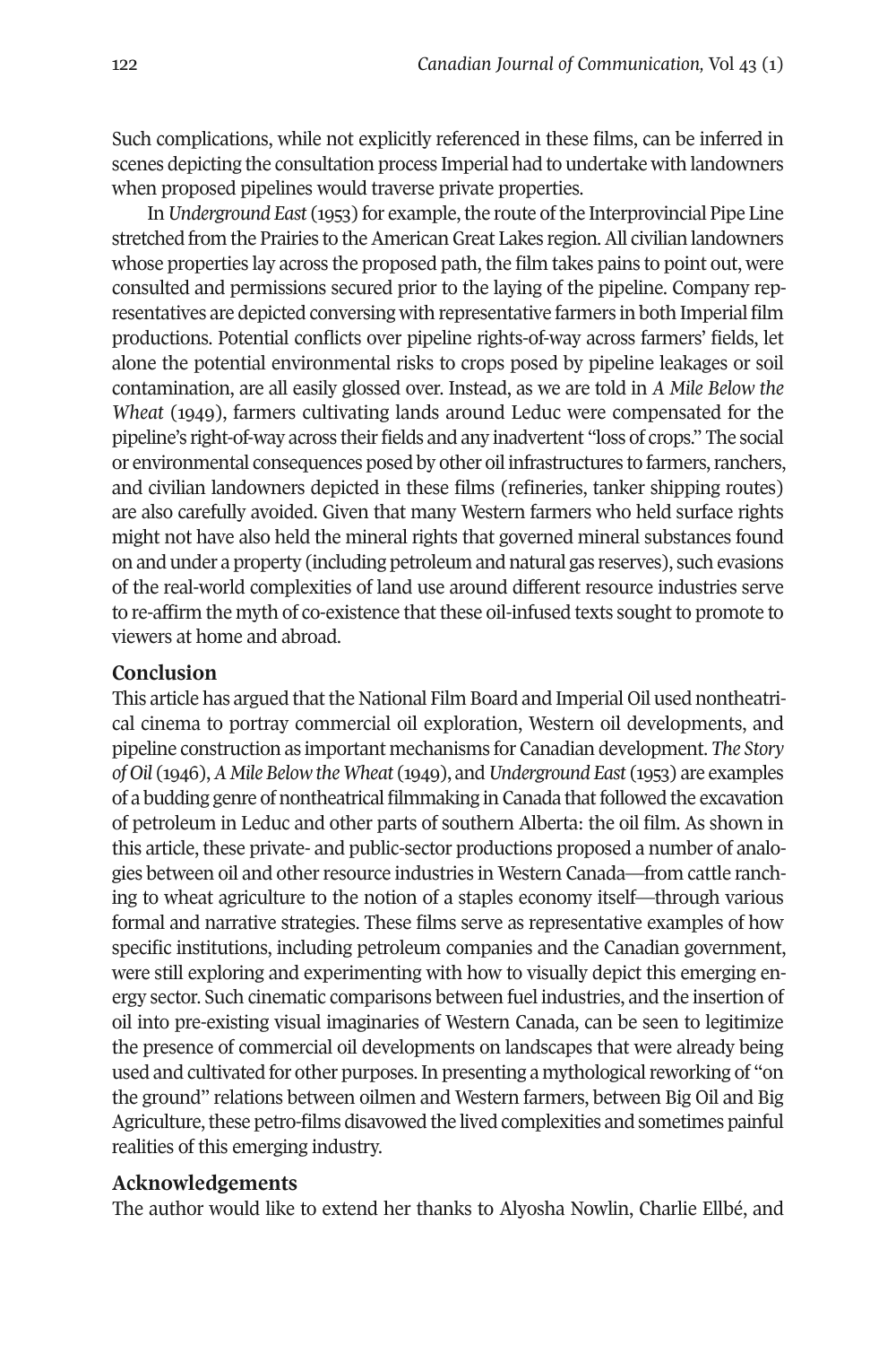Such complications, while not explicitly referenced in these films, can be inferred in scenes depicting the consultation process Imperial had to undertake with landowners when proposed pipelines would traverse private properties.

In *Underground East* (1953) for example, the route of the Interprovincial Pipe Line stretched from the Prairies to the American Great Lakes region. All civilian landowners whose properties lay across the proposed path, the film takes pains to point out, were consulted and permissions secured prior to the laying of the pipeline. Company representatives are depicted conversing with representative farmers in both Imperial film productions. Potential conflicts over pipeline rights-of-way across farmers' fields, let alone the potential environmental risks to crops posed by pipeline leakages or soil contamination, are all easily glossed over. Instead, as we are told in *A Mile Below the Wheat* (1949), farmers cultivating lands around Leduc were compensated for the pipeline's right-of-way across their fields and any inadvertent "loss of crops." The social or environmental consequences posed by other oil infrastructures to farmers, ranchers, and civilian landowners depicted in these films (refineries, tanker shipping routes) are also carefully avoided. Given that many Western farmers who held surface rights might not have also held the mineral rights that governed mineral substances found on and under a property (including petroleum and natural gas reserves), such evasions of the real-world complexities of land use around different resource industries serve to re-affirm the myth of co-existence that these oil-infused texts sought to promote to viewers at home and abroad.

## Conclusion

This article has argued that the National Film Board and Imperial Oil used nontheatrical cinema to portray commercial oil exploration, Western oil developments, and pipeline construction as important mechanisms for Canadian development. *The Story of Oil* (1946), *A Mile Below the Wheat* (1949), and *Underground East* (1953) are examples of a budding genre of nontheatrical filmmaking in Canada that followed the excavation of petroleum in Leduc and other parts of southern Alberta: the oil film. As shown in this article, these private- and public-sector productions proposed a number of analogies between oil and other resource industries in Western Canada—from cattle ranching to wheat agriculture to the notion of a staples economy itself—through various formal and narrative strategies. These films serve as representative examples of how specific institutions, including petroleum companies and the Canadian government, were still exploring and experimenting with how to visually depict this emerging energy sector. Such cinematic comparisons between fuel industries, and the insertion of oil into pre-existing visual imaginaries of Western Canada, can be seen to legitimize the presence of commercial oil developments on landscapes that were already being used and cultivated for other purposes. In presenting a mythological reworking of "on the ground" relations between oilmen and Western farmers, between Big Oil and Big Agriculture, these petro-films disavowed the lived complexities and sometimes painful realities of this emerging industry.

## Acknowledgements

The author would like to extend her thanks to Alyosha Nowlin, Charlie Ellbé, and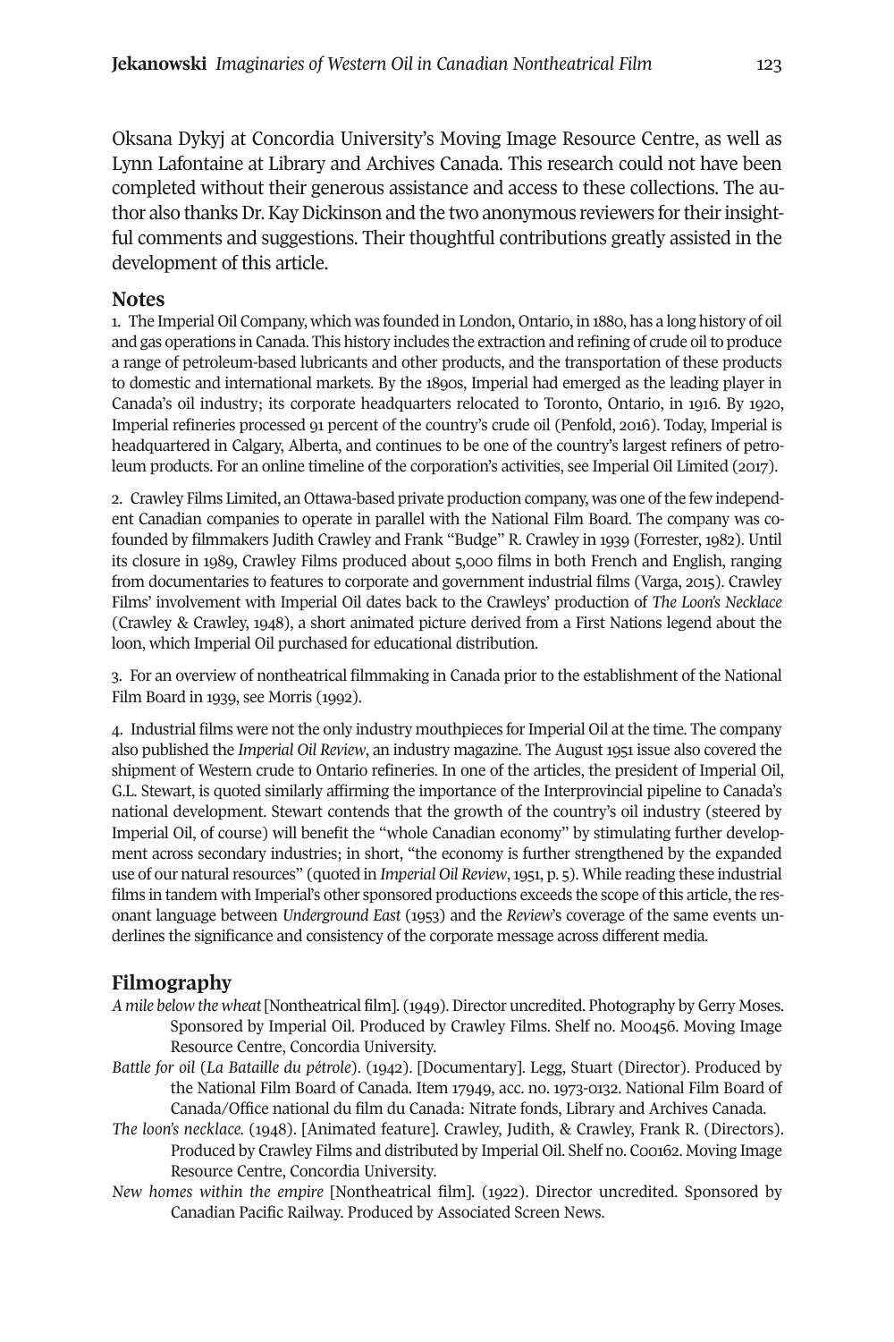Oksana Dykyj at Concordia University's Moving Image Resource Centre, as well as Lynn Lafontaine at Library and Archives Canada. This research could not have been completed without their generous assistance and access to these collections. The author also thanks Dr. Kay Dickinson and the two anonymous reviewers for their insightful comments and suggestions. Their thoughtful contributions greatly assisted in the development of this article.

## Notes

1. The Imperial Oil Company, which was founded in London, Ontario, in 1880, has a long history of oil and gas operations in Canada. This history includes the extraction and refining of crude oil to produce a range of petroleum-based lubricants and other products, and the transportation of these products to domestic and international markets. By the 1890s, Imperial had emerged as the leading player in Canada's oil industry; its corporate headquarters relocated to Toronto, Ontario, in 1916. By 1920, Imperial refineries processed 91 percent of the country's crude oil (Penfold, 2016). Today, Imperial is headquartered in Calgary, Alberta, and continues to be one of the country's largest refiners of petroleum products. For an online timeline of the corporation's activities, see Imperial Oil Limited (2017).

2. Crawley Films Limited, an Ottawa-based private production company, was one of the few independent Canadian companies to operate in parallel with the National Film Board. The company was cofounded by filmmakers Judith Crawley and Frank "Budge" R. Crawley in 1939 (Forrester, 1982). Until its closure in 1989, Crawley Films produced about 5,000 films in both French and English, ranging from documentaries to features to corporate and government industrial films (Varga, 2015). Crawley Films' involvement with Imperial Oil dates back to the Crawleys' production of *The Loon's Necklace* (Crawley & Crawley, 1948), a short animated picture derived from a First Nations legend about the loon, which Imperial Oil purchased for educational distribution.

3. For an overview of nontheatrical filmmaking in Canada prior to the establishment of the National Film Board in 1939, see Morris (1992).

4. Industrial films were not the only industry mouthpieces for Imperial Oil at the time. The company also published the *Imperial Oil Review*, an industry magazine. The August 1951 issue also covered the shipment of Western crude to Ontario refineries. In one of the articles, the president of Imperial Oil, G.L. Stewart, is quoted similarly affirming the importance of the Interprovincial pipeline to Canada's national development. Stewart contends that the growth of the country's oil industry (steered by Imperial Oil, of course) will benefit the "whole Canadian economy" by stimulating further development across secondary industries; in short, "the economy is further strengthened by the expanded use of our natural resources" (quoted in *Imperial Oil Review*, 1951, p. 5). While reading these industrial films in tandem with Imperial's other sponsored productions exceeds the scope of this article, the resonant language between *Underground East* (1953) and the *Review*'s coverage of the same events underlines the significance and consistency of the corporate message across different media.

## Filmography

*A mile below the wheat* [Nontheatrical film]. (1949). Director uncredited. Photography by Gerry Moses. Sponsored by Imperial Oil. Produced by Crawley Films. Shelf no. M00456. Moving Image Resource Centre, Concordia University.

*Battle for oil* (*La Bataille du pétrole*). (1942). [Documentary]. Legg, Stuart (Director). Produced by the National Film Board of Canada. Item 17949, acc. no. 1973-0132. National Film Board of Canada/Office national du film du Canada: Nitrate fonds, Library and Archives Canada.

*The loon's necklace.* (1948). [Animated feature]. Crawley, Judith, & Crawley, Frank R. (Directors). Produced by Crawley Films and distributed by Imperial Oil. Shelf no. C00162. Moving Image Resource Centre, Concordia University.

*New homes within the empire* [Nontheatrical film]. (1922). Director uncredited. Sponsored by Canadian Pacific Railway. Produced by Associated Screen News.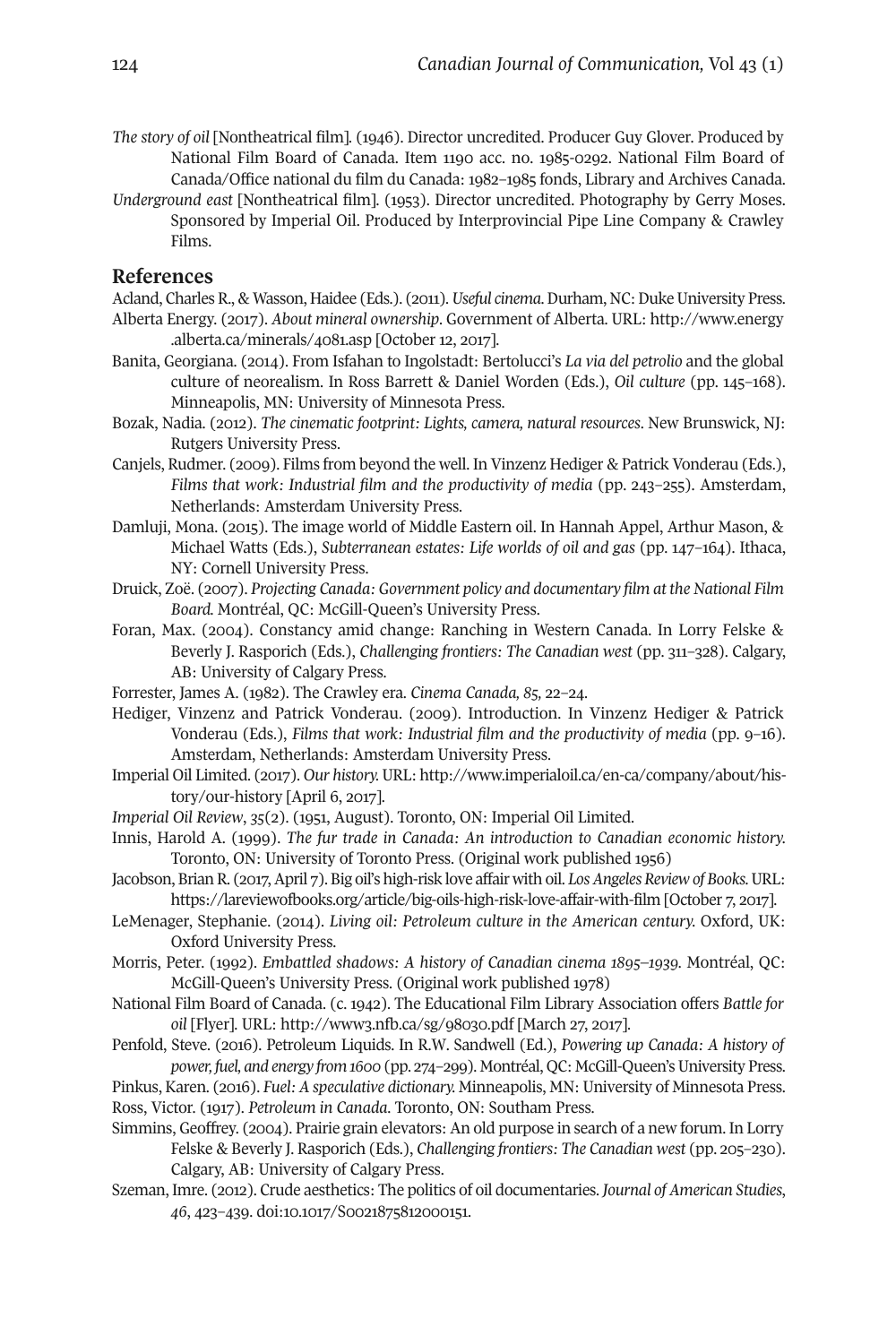*The story of oil* [Nontheatrical film]. (1946). Director uncredited. Producer Guy Glover. Produced by National Film Board of Canada. Item 1190 acc. no. 1985-0292. National Film Board of Canada/Office national du film du Canada: 1982–1985 fonds, Library and Archives Canada.

*Underground east* [Nontheatrical film]. (1953). Director uncredited. Photography by Gerry Moses. Sponsored by Imperial Oil. Produced by Interprovincial Pipe Line Company & Crawley Films.

## References

Acland, Charles R., & Wasson, Haidee (Eds.). (2011). *Useful cinema.* Durham, NC: Duke University Press.

Alberta Energy. (2017). *About mineral ownership.* Government of Alberta. URL: http://www.energy.alberta.ca/minerals/4081.asp [October 12, 2017].

Banita, Georgiana. (2014). From Isfahan to Ingolstadt: Bertolucci's *La via del petrolio* and the global culture of neorealism. In Ross Barrett & Daniel Worden (Eds.), *Oil culture* (pp. 145–168). Minneapolis, MN: University of Minnesota Press.

Bozak, Nadia. (2012). *The cinematic footprint: Lights, camera, natural resources*. New Brunswick, NJ: Rutgers University Press.

Canjels, Rudmer. (2009). Films from beyond the well. In Vinzenz Hediger & Patrick Vonderau (Eds.), *Films that work: Industrial film and the productivity of media* (pp. 243–255). Amsterdam, Netherlands: Amsterdam University Press.

Damluji, Mona. (2015). The image world of Middle Eastern oil. In Hannah Appel, Arthur Mason, & Michael Watts (Eds.), *Subterranean estates: Life worlds of oil and gas* (pp. 147–164). Ithaca, NY: Cornell University Press.

Druick, Zoë. (2007). *Projecting Canada: Government policy and documentary film at the National Film Board.* Montréal, QC: McGill-Queen's University Press.

Foran, Max. (2004). Constancy amid change: Ranching in Western Canada. In Lorry Felske & Beverly J. Rasporich (Eds.), *Challenging frontiers: The Canadian west* (pp. 311–328). Calgary, AB: University of Calgary Press.

Forrester, James A. (1982). The Crawley era. *Cinema Canada, 85,* 22–24.

Hediger, Vinzenz and Patrick Vonderau. (2009). Introduction. In Vinzenz Hediger & Patrick Vonderau (Eds.), *Films that work: Industrial film and the productivity of media* (pp. 9–16). Amsterdam, Netherlands: Amsterdam University Press.

Imperial Oil Limited. (2017). *Our history.* URL: http://www.imperialoil.ca/en-ca/company/about/history/our-history [April 6, 2017].

*Imperial Oil Review*, *35*(2). (1951, August). Toronto, ON: Imperial Oil Limited.

Innis, Harold A. (1999). *The fur trade in Canada: An introduction to Canadian economic history.* Toronto, ON: University of Toronto Press. (Original work published 1956)

Jacobson, Brian R. (2017, April 7). Big oil's high-risk love affair with oil. *Los Angeles Review of Books.* URL: https://lareviewofbooks.org/article/big-oils-high-risk-love-affair-with-film [October 7, 2017].

LeMenager, Stephanie. (2014). *Living oil: Petroleum culture in the American century.* Oxford, UK: Oxford University Press.

Morris, Peter. (1992). *Embattled shadows: A history of Canadian cinema 1895–1939.* Montréal, QC: McGill-Queen's University Press. (Original work published 1978)

National Film Board of Canada. (c. 1942). The Educational Film Library Association offers *Battle for oil* [Flyer]. URL: http://www3.nfb.ca/sg/98030.pdf [March 27, 2017].

Penfold, Steve. (2016). Petroleum Liquids. In R.W. Sandwell (Ed.), *Powering up Canada: A history of power, fuel, and energy from 1600* (pp. 274–299). Montréal, QC: McGill-Queen's University Press.

Pinkus, Karen. (2016). *Fuel: A speculative dictionary.* Minneapolis, MN: University of Minnesota Press.

Ross, Victor. (1917). *Petroleum in Canada.* Toronto, ON: Southam Press.

Simmins, Geoffrey. (2004). Prairie grain elevators: An old purpose in search of a new forum. In Lorry Felske & Beverly J. Rasporich (Eds.), *Challenging frontiers: The Canadian west* (pp. 205–230). Calgary, AB: University of Calgary Press.

Szeman, Imre. (2012). Crude aesthetics: The politics of oil documentaries. *Journal of American Studies*, *46*, 423–439. doi:10.1017/S0021875812000151.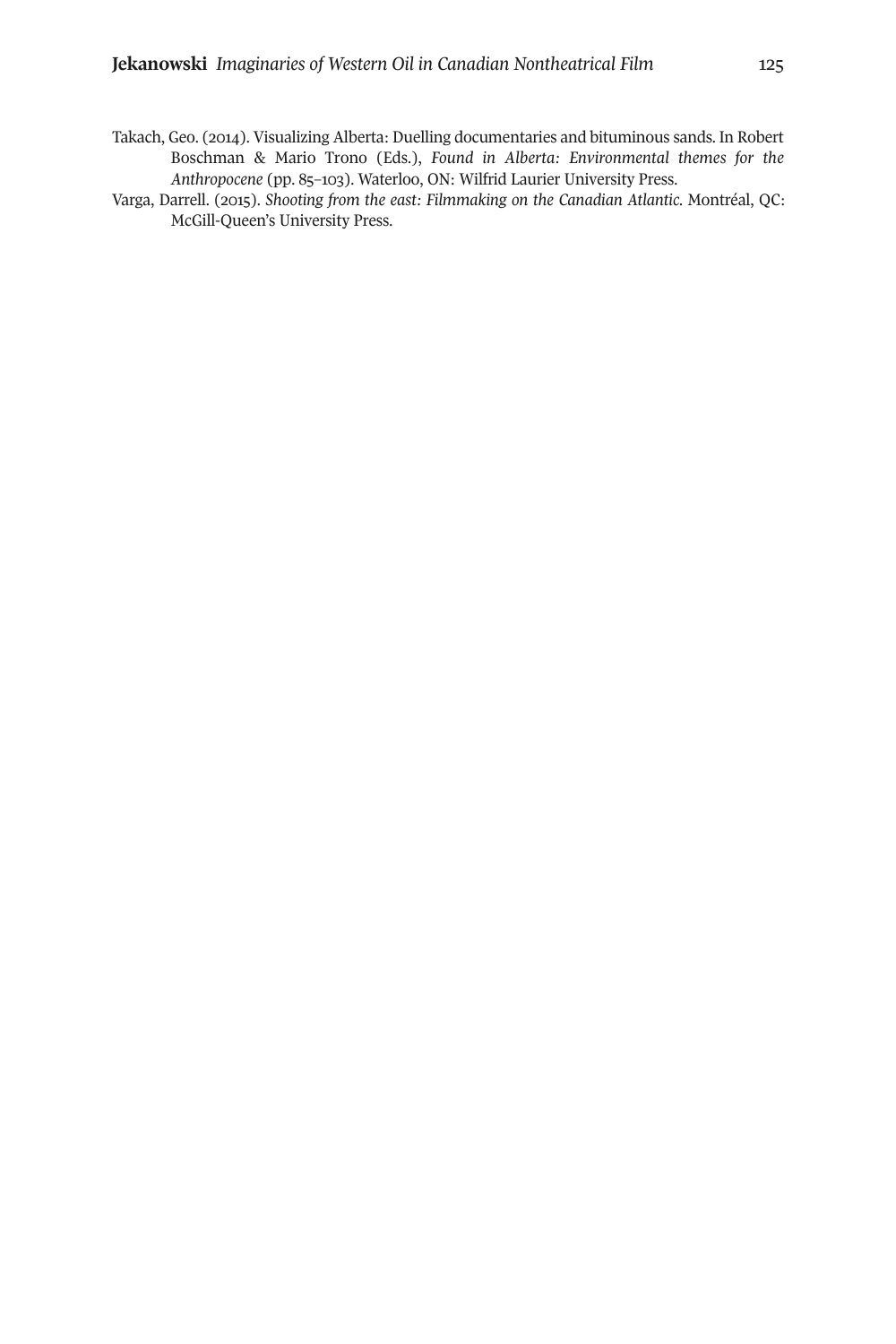Takach, Geo. (2014). Visualizing Alberta: Duelling documentaries and bituminous sands. In Robert Boschman & Mario Trono (Eds.), *Found in Alberta: Environmental themes for the Anthropocene* (pp. 85–103). Waterloo, ON: Wilfrid Laurier University Press.

Varga, Darrell. (2015). *Shooting from the east: Filmmaking on the Canadian Atlantic*. Montréal, QC: McGill-Queen's University Press.